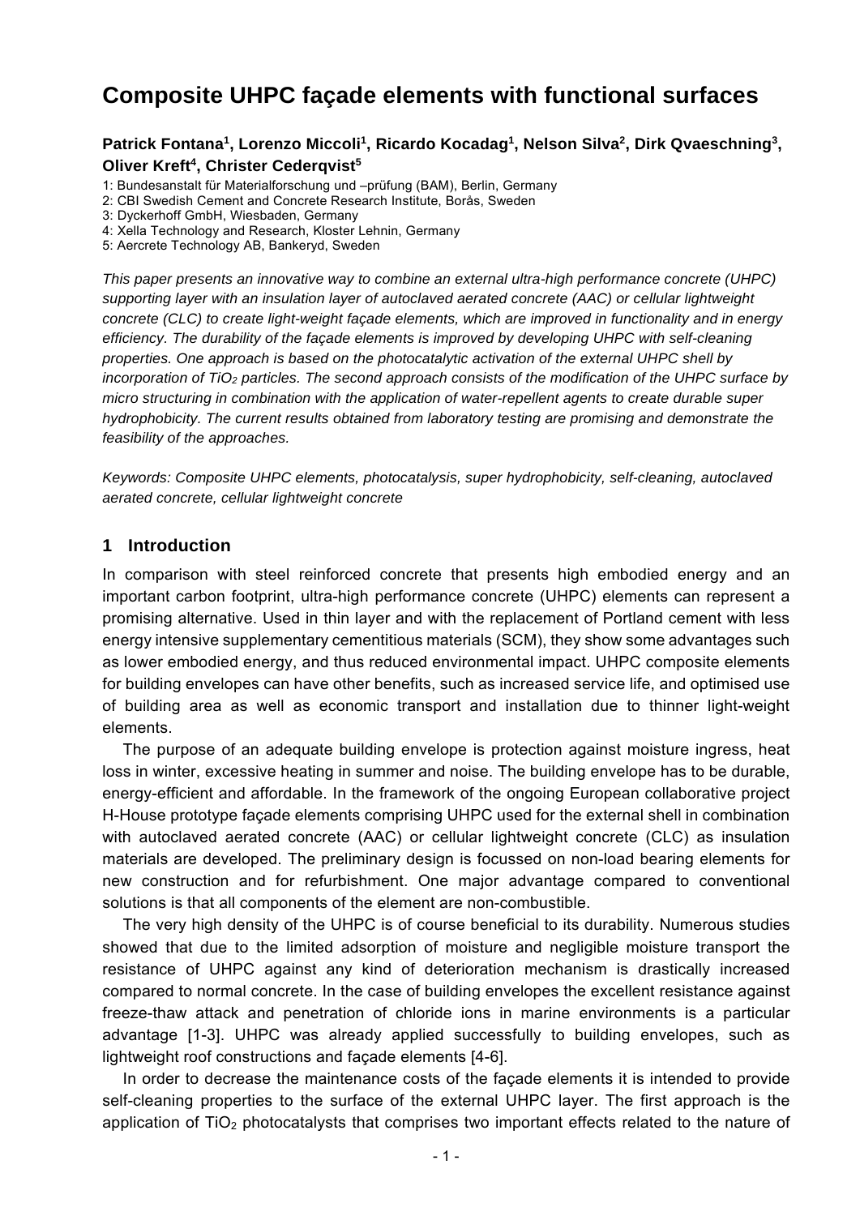# Composite UHPC façade elements with functional surfaces

**Patrick Fontana[1], Lorenzo Miccoli[1], Ricardo Kocadag[1], Nelson Silva[2], Dirk Qvaeschning[3], Oliver Kreft[4], Christer Cederqvist[5]**

1: Bundesanstalt für Materialforschung und –prüfung (BAM), Berlin, Germany
2: CBI Swedish Cement and Concrete Research Institute, Borås, Sweden
3: Dyckerhoff GmbH, Wiesbaden, Germany
4: Xella Technology and Research, Kloster Lehnin, Germany
5: Aercrete Technology AB, Bankeryd, Sweden

*This paper presents an innovative way to combine an external ultra-high performance concrete (UHPC) supporting layer with an insulation layer of autoclaved aerated concrete (AAC) or cellular lightweight concrete (CLC) to create light-weight façade elements, which are improved in functionality and in energy efficiency. The durability of the façade elements is improved by developing UHPC with self-cleaning properties. One approach is based on the photocatalytic activation of the external UHPC shell by incorporation of $TiO_2$ particles. The second approach consists of the modification of the UHPC surface by micro structuring in combination with the application of water-repellent agents to create durable super hydrophobicity. The current results obtained from laboratory testing are promising and demonstrate the feasibility of the approaches.*

*Keywords: Composite UHPC elements, photocatalysis, super hydrophobicity, self-cleaning, autoclaved aerated concrete, cellular lightweight concrete*

## 1 Introduction

In comparison with steel reinforced concrete that presents high embodied energy and an important carbon footprint, ultra-high performance concrete (UHPC) elements can represent a promising alternative. Used in thin layer and with the replacement of Portland cement with less energy intensive supplementary cementitious materials (SCM), they show some advantages such as lower embodied energy, and thus reduced environmental impact. UHPC composite elements for building envelopes can have other benefits, such as increased service life, and optimised use of building area as well as economic transport and installation due to thinner light-weight elements.

The purpose of an adequate building envelope is protection against moisture ingress, heat loss in winter, excessive heating in summer and noise. The building envelope has to be durable, energy-efficient and affordable. In the framework of the ongoing European collaborative project H-House prototype façade elements comprising UHPC used for the external shell in combination with autoclaved aerated concrete (AAC) or cellular lightweight concrete (CLC) as insulation materials are developed. The preliminary design is focussed on non-load bearing elements for new construction and for refurbishment. One major advantage compared to conventional solutions is that all components of the element are non-combustible.

The very high density of the UHPC is of course beneficial to its durability. Numerous studies showed that due to the limited adsorption of moisture and negligible moisture transport the resistance of UHPC against any kind of deterioration mechanism is drastically increased compared to normal concrete. In the case of building envelopes the excellent resistance against freeze-thaw attack and penetration of chloride ions in marine environments is a particular advantage [1-3]. UHPC was already applied successfully to building envelopes, such as lightweight roof constructions and façade elements [4-6].

In order to decrease the maintenance costs of the façade elements it is intended to provide self-cleaning properties to the surface of the external UHPC layer. The first approach is the application of $TiO_2$ photocatalysts that comprises two important effects related to the nature of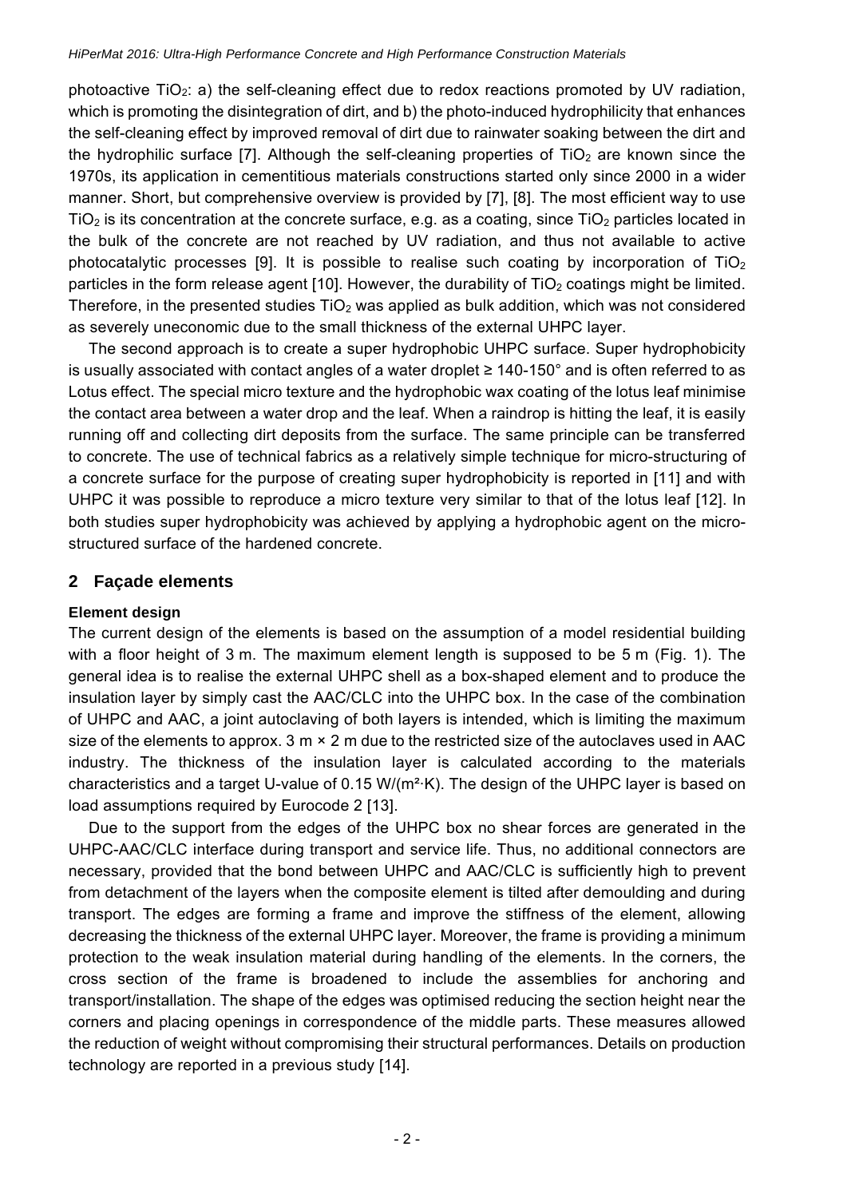photoactive $TiO_2$: a) the self-cleaning effect due to redox reactions promoted by UV radiation, which is promoting the disintegration of dirt, and b) the photo-induced hydrophilicity that enhances the self-cleaning effect by improved removal of dirt due to rainwater soaking between the dirt and the hydrophilic surface [7]. Although the self-cleaning properties of $TiO_2$ are known since the 1970s, its application in cementitious materials constructions started only since 2000 in a wider manner. Short, but comprehensive overview is provided by [7], [8]. The most efficient way to use $TiO_2$ is its concentration at the concrete surface, e.g. as a coating, since $TiO_2$ particles located in the bulk of the concrete are not reached by UV radiation, and thus not available to active photocatalytic processes [9]. It is possible to realise such coating by incorporation of $TiO_2$ particles in the form release agent [10]. However, the durability of $TiO_2$ coatings might be limited. Therefore, in the presented studies $TiO_2$ was applied as bulk addition, which was not considered as severely uneconomic due to the small thickness of the external UHPC layer.

The second approach is to create a super hydrophobic UHPC surface. Super hydrophobicity is usually associated with contact angles of a water droplet ≥ 140-150° and is often referred to as Lotus effect. The special micro texture and the hydrophobic wax coating of the lotus leaf minimise the contact area between a water drop and the leaf. When a raindrop is hitting the leaf, it is easily running off and collecting dirt deposits from the surface. The same principle can be transferred to concrete. The use of technical fabrics as a relatively simple technique for micro-structuring of a concrete surface for the purpose of creating super hydrophobicity is reported in [11] and with UHPC it was possible to reproduce a micro texture very similar to that of the lotus leaf [12]. In both studies super hydrophobicity was achieved by applying a hydrophobic agent on the micro-structured surface of the hardened concrete.

## 2 Façade elements

#### Element design

The current design of the elements is based on the assumption of a model residential building with a floor height of 3 m. The maximum element length is supposed to be 5 m (Fig. 1). The general idea is to realise the external UHPC shell as a box-shaped element and to produce the insulation layer by simply cast the AAC/CLC into the UHPC box. In the case of the combination of UHPC and AAC, a joint autoclaving of both layers is intended, which is limiting the maximum size of the elements to approx. 3 m × 2 m due to the restricted size of the autoclaves used in AAC industry. The thickness of the insulation layer is calculated according to the materials characteristics and a target U-value of 0.15 W/(m²·K). The design of the UHPC layer is based on load assumptions required by Eurocode 2 [13].

Due to the support from the edges of the UHPC box no shear forces are generated in the UHPC-AAC/CLC interface during transport and service life. Thus, no additional connectors are necessary, provided that the bond between UHPC and AAC/CLC is sufficiently high to prevent from detachment of the layers when the composite element is tilted after demoulding and during transport. The edges are forming a frame and improve the stiffness of the element, allowing decreasing the thickness of the external UHPC layer. Moreover, the frame is providing a minimum protection to the weak insulation material during handling of the elements. In the corners, the cross section of the frame is broadened to include the assemblies for anchoring and transport/installation. The shape of the edges was optimised reducing the section height near the corners and placing openings in correspondence of the middle parts. These measures allowed the reduction of weight without compromising their structural performances. Details on production technology are reported in a previous study [14].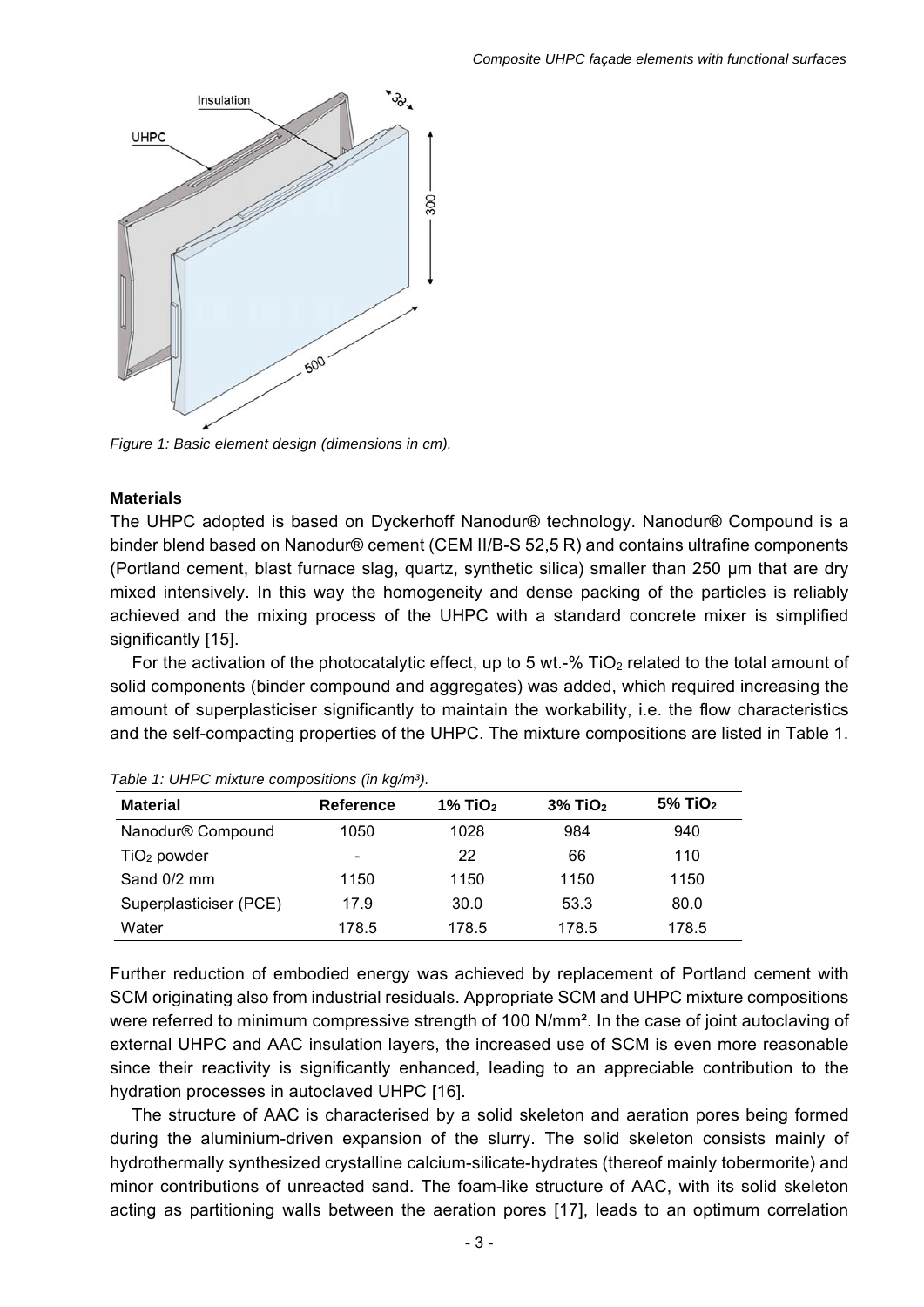*Figure 1: Basic element design (dimensions in cm).*

**Materials**

The UHPC adopted is based on Dyckerhoff Nanodur® technology. Nanodur® Compound is a binder blend based on Nanodur® cement (CEM II/B-S 52,5 R) and contains ultrafine components (Portland cement, blast furnace slag, quartz, synthetic silica) smaller than 250 µm that are dry mixed intensively. In this way the homogeneity and dense packing of the particles is reliably achieved and the mixing process of the UHPC with a standard concrete mixer is simplified significantly [15].

For the activation of the photocatalytic effect, up to 5 wt.-% $TiO_2$ related to the total amount of solid components (binder compound and aggregates) was added, which required increasing the amount of superplasticiser significantly to maintain the workability, i.e. the flow characteristics and the self-compacting properties of the UHPC. The mixture compositions are listed in Table 1.

*Table 1: UHPC mixture compositions (in kg/m³).*

| Material | Reference | 1% $TiO_2$ | 3% $TiO_2$ | 5% $TiO_2$ |
|---|---|---|---|---|
| Nanodur® Compound | 1050 | 1028 | 984 | 940 |
| $TiO_2$ powder | - | 22 | 66 | 110 |
| Sand 0/2 mm | 1150 | 1150 | 1150 | 1150 |
| Superplasticiser (PCE) | 17.9 | 30.0 | 53.3 | 80.0 |
| Water | 178.5 | 178.5 | 178.5 | 178.5 |

Further reduction of embodied energy was achieved by replacement of Portland cement with SCM originating also from industrial residuals. Appropriate SCM and UHPC mixture compositions were referred to minimum compressive strength of 100 N/mm². In the case of joint autoclaving of external UHPC and AAC insulation layers, the increased use of SCM is even more reasonable since their reactivity is significantly enhanced, leading to an appreciable contribution to the hydration processes in autoclaved UHPC [16].

The structure of AAC is characterised by a solid skeleton and aeration pores being formed during the aluminium-driven expansion of the slurry. The solid skeleton consists mainly of hydrothermally synthesized crystalline calcium-silicate-hydrates (thereof mainly tobermorite) and minor contributions of unreacted sand. The foam-like structure of AAC, with its solid skeleton acting as partitioning walls between the aeration pores [17], leads to an optimum correlation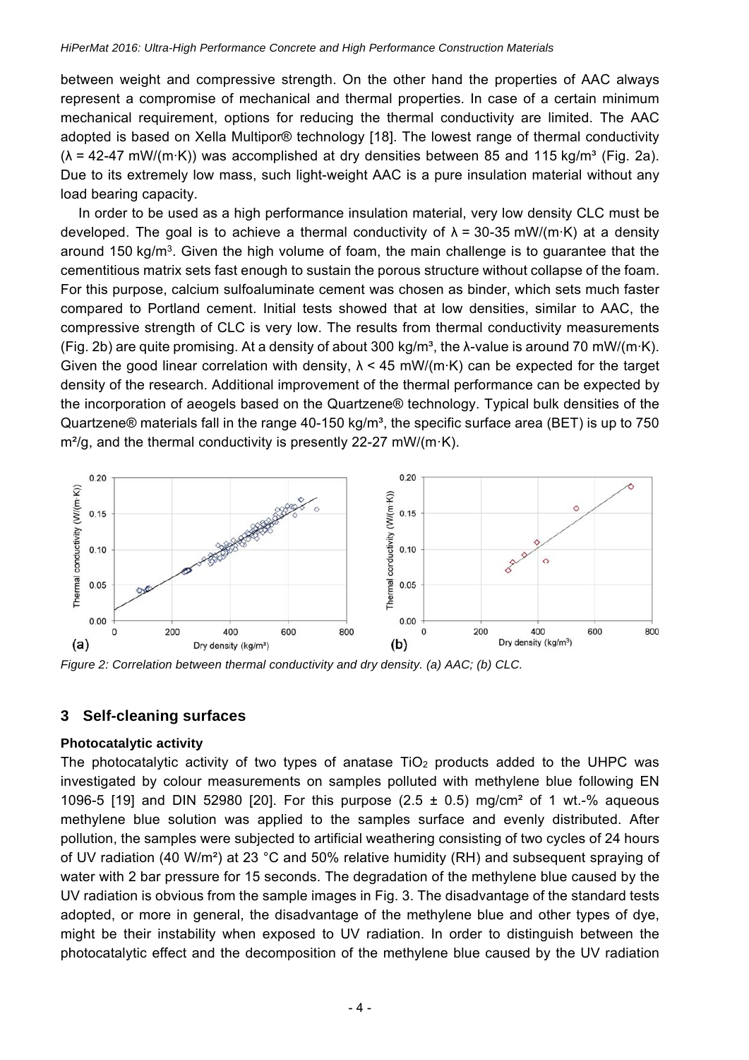between weight and compressive strength. On the other hand the properties of AAC always represent a compromise of mechanical and thermal properties. In case of a certain minimum mechanical requirement, options for reducing the thermal conductivity are limited. The AAC adopted is based on Xella Multipor® technology [18]. The lowest range of thermal conductivity ($\lambda$ = 42-47 mW/(m·K)) was accomplished at dry densities between 85 and 115 kg/m³ (Fig. 2a). Due to its extremely low mass, such light-weight AAC is a pure insulation material without any load bearing capacity.

In order to be used as a high performance insulation material, very low density CLC must be developed. The goal is to achieve a thermal conductivity of $\lambda$ = 30-35 mW/(m·K) at a density around 150 kg/m³. Given the high volume of foam, the main challenge is to guarantee that the cementitious matrix sets fast enough to sustain the porous structure without collapse of the foam. For this purpose, calcium sulfoaluminate cement was chosen as binder, which sets much faster compared to Portland cement. Initial tests showed that at low densities, similar to AAC, the compressive strength of CLC is very low. The results from thermal conductivity measurements (Fig. 2b) are quite promising. At a density of about 300 kg/m³, the $\lambda$-value is around 70 mW/(m·K). Given the good linear correlation with density, $\lambda$ < 45 mW/(m·K) can be expected for the target density of the research. Additional improvement of the thermal performance can be expected by the incorporation of aeogels based on the Quartzene® technology. Typical bulk densities of the Quartzene® materials fall in the range 40-150 kg/m³, the specific surface area (BET) is up to 750 m²/g, and the thermal conductivity is presently 22-27 mW/(m·K).

*Figure 2: Correlation between thermal conductivity and dry density. (a) AAC; (b) CLC.*

## 3 Self-cleaning surfaces

**Photocatalytic activity**

The photocatalytic activity of two types of anatase $TiO_2$ products added to the UHPC was investigated by colour measurements on samples polluted with methylene blue following EN 1096-5 [19] and DIN 52980 [20]. For this purpose (2.5 ± 0.5) mg/cm² of 1 wt.-% aqueous methylene blue solution was applied to the samples surface and evenly distributed. After pollution, the samples were subjected to artificial weathering consisting of two cycles of 24 hours of UV radiation (40 W/m²) at 23 °C and 50% relative humidity (RH) and subsequent spraying of water with 2 bar pressure for 15 seconds. The degradation of the methylene blue caused by the UV radiation is obvious from the sample images in Fig. 3. The disadvantage of the standard tests adopted, or more in general, the disadvantage of the methylene blue and other types of dye, might be their instability when exposed to UV radiation. In order to distinguish between the photocatalytic effect and the decomposition of the methylene blue caused by the UV radiation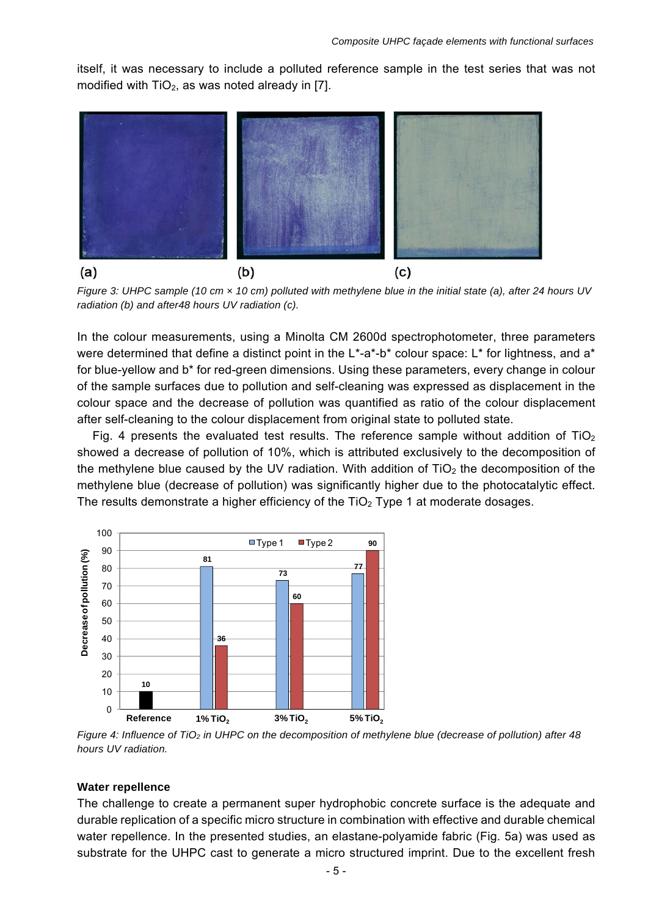itself, it was necessary to include a polluted reference sample in the test series that was not modified with $TiO_2$, as was noted already in [7].

*Figure 3: UHPC sample (10 cm × 10 cm) polluted with methylene blue in the initial state (a), after 24 hours UV radiation (b) and after48 hours UV radiation (c).*

In the colour measurements, using a Minolta CM 2600d spectrophotometer, three parameters were determined that define a distinct point in the L*-a*-b* colour space: L* for lightness, and a* for blue-yellow and b* for red-green dimensions. Using these parameters, every change in colour of the sample surfaces due to pollution and self-cleaning was expressed as displacement in the colour space and the decrease of pollution was quantified as ratio of the colour displacement after self-cleaning to the colour displacement from original state to polluted state.

Fig. 4 presents the evaluated test results. The reference sample without addition of $TiO_2$ showed a decrease of pollution of 10%, which is attributed exclusively to the decomposition of the methylene blue caused by the UV radiation. With addition of $TiO_2$ the decomposition of the methylene blue (decrease of pollution) was significantly higher due to the photocatalytic effect. The results demonstrate a higher efficiency of the $TiO_2$ Type 1 at moderate dosages.

*Figure 4: Influence of $TiO_2$ in UHPC on the decomposition of methylene blue (decrease of pollution) after 48 hours UV radiation.*

### Water repellence

The challenge to create a permanent super hydrophobic concrete surface is the adequate and durable replication of a specific micro structure in combination with effective and durable chemical water repellence. In the presented studies, an elastane-polyamide fabric (Fig. 5a) was used as substrate for the UHPC cast to generate a micro structured imprint. Due to the excellent fresh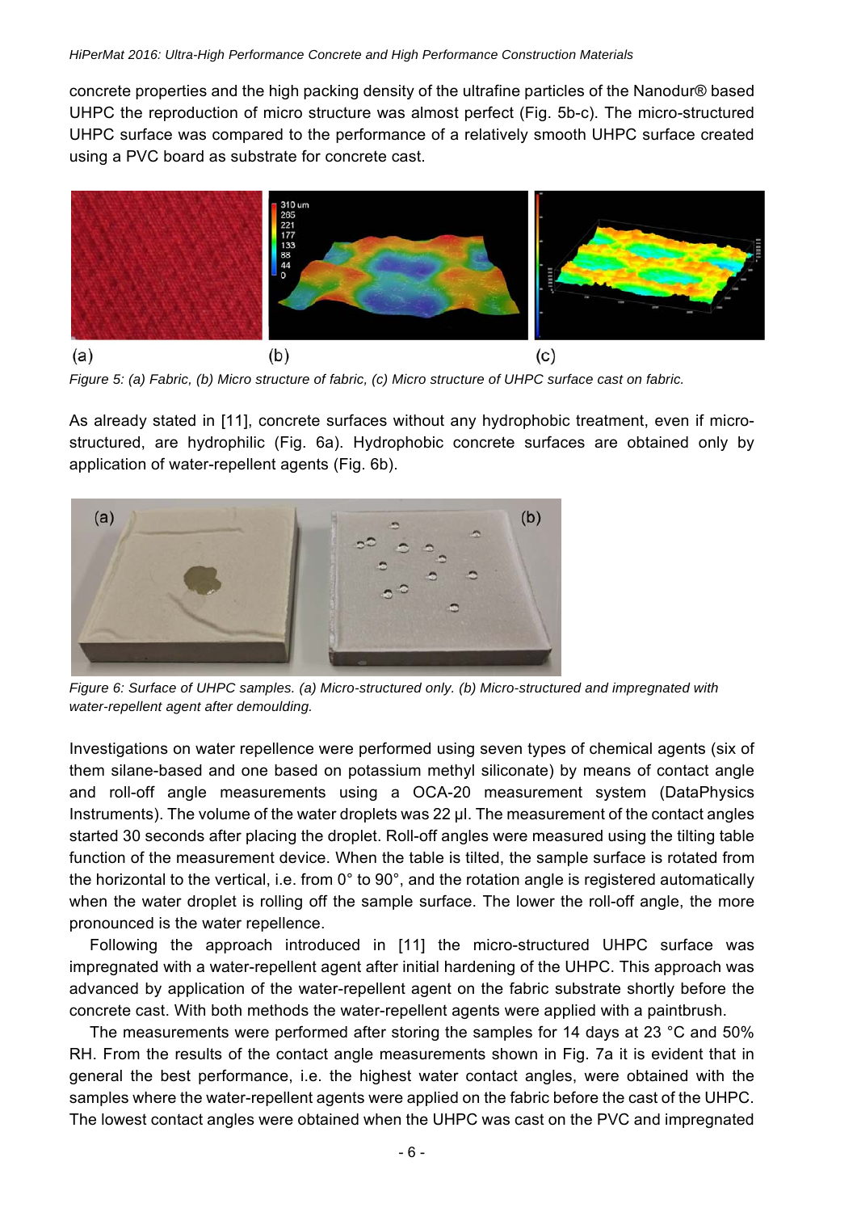concrete properties and the high packing density of the ultrafine particles of the Nanodur® based UHPC the reproduction of micro structure was almost perfect (Fig. 5b-c). The micro-structured UHPC surface was compared to the performance of a relatively smooth UHPC surface created using a PVC board as substrate for concrete cast.

*Figure 5: (a) Fabric, (b) Micro structure of fabric, (c) Micro structure of UHPC surface cast on fabric.*

As already stated in [11], concrete surfaces without any hydrophobic treatment, even if micro-structured, are hydrophilic (Fig. 6a). Hydrophobic concrete surfaces are obtained only by application of water-repellent agents (Fig. 6b).

*Figure 6: Surface of UHPC samples. (a) Micro-structured only. (b) Micro-structured and impregnated with water-repellent agent after demoulding.*

Investigations on water repellence were performed using seven types of chemical agents (six of them silane-based and one based on potassium methyl siliconate) by means of contact angle and roll-off angle measurements using a OCA-20 measurement system (DataPhysics Instruments). The volume of the water droplets was 22 µl. The measurement of the contact angles started 30 seconds after placing the droplet. Roll-off angles were measured using the tilting table function of the measurement device. When the table is tilted, the sample surface is rotated from the horizontal to the vertical, i.e. from 0° to 90°, and the rotation angle is registered automatically when the water droplet is rolling off the sample surface. The lower the roll-off angle, the more pronounced is the water repellence.

Following the approach introduced in [11] the micro-structured UHPC surface was impregnated with a water-repellent agent after initial hardening of the UHPC. This approach was advanced by application of the water-repellent agent on the fabric substrate shortly before the concrete cast. With both methods the water-repellent agents were applied with a paintbrush.

The measurements were performed after storing the samples for 14 days at 23 °C and 50% RH. From the results of the contact angle measurements shown in Fig. 7a it is evident that in general the best performance, i.e. the highest water contact angles, were obtained with the samples where the water-repellent agents were applied on the fabric before the cast of the UHPC. The lowest contact angles were obtained when the UHPC was cast on the PVC and impregnated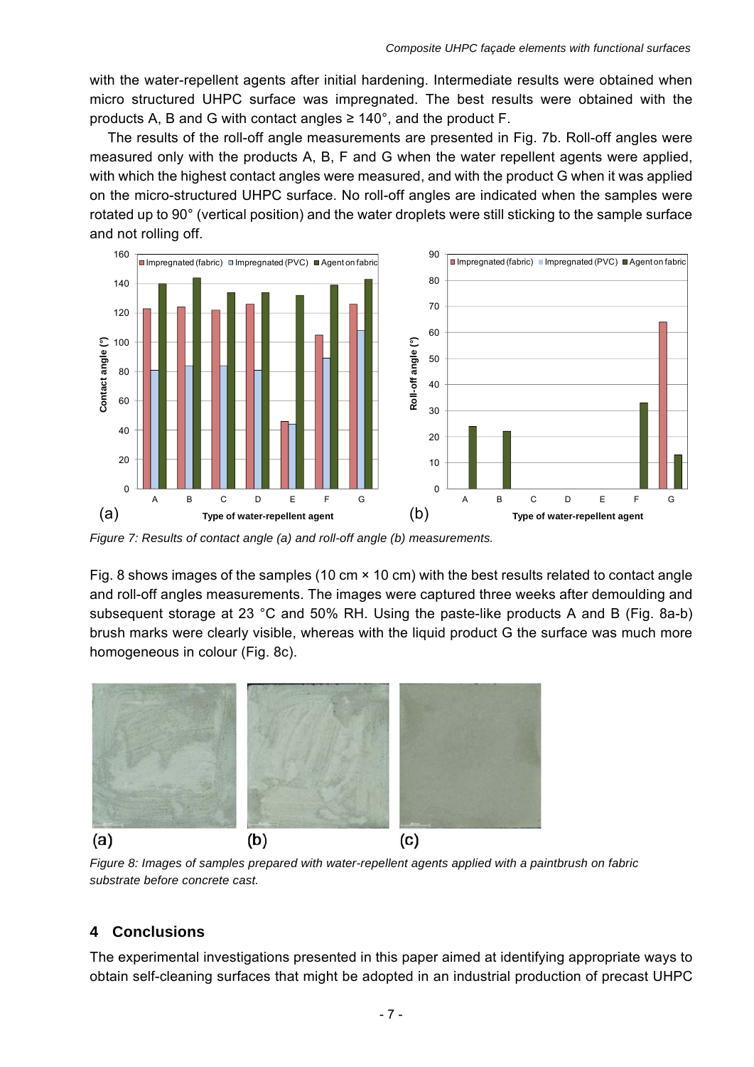with the water-repellent agents after initial hardening. Intermediate results were obtained when micro structured UHPC surface was impregnated. The best results were obtained with the products A, B and G with contact angles ≥ 140°, and the product F.

The results of the roll-off angle measurements are presented in Fig. 7b. Roll-off angles were measured only with the products A, B, F and G when the water repellent agents were applied, with which the highest contact angles were measured, and with the product G when it was applied on the micro-structured UHPC surface. No roll-off angles are indicated when the samples were rotated up to 90° (vertical position) and the water droplets were still sticking to the sample surface and not rolling off.

*Figure 7: Results of contact angle (a) and roll-off angle (b) measurements.*

Fig. 8 shows images of the samples (10 cm × 10 cm) with the best results related to contact angle and roll-off angles measurements. The images were captured three weeks after demoulding and subsequent storage at 23 °C and 50% RH. Using the paste-like products A and B (Fig. 8a-b) brush marks were clearly visible, whereas with the liquid product G the surface was much more homogeneous in colour (Fig. 8c).

*Figure 8: Images of samples prepared with water-repellent agents applied with a paintbrush on fabric substrate before concrete cast.*

## 4 Conclusions

The experimental investigations presented in this paper aimed at identifying appropriate ways to obtain self-cleaning surfaces that might be adopted in an industrial production of precast UHPC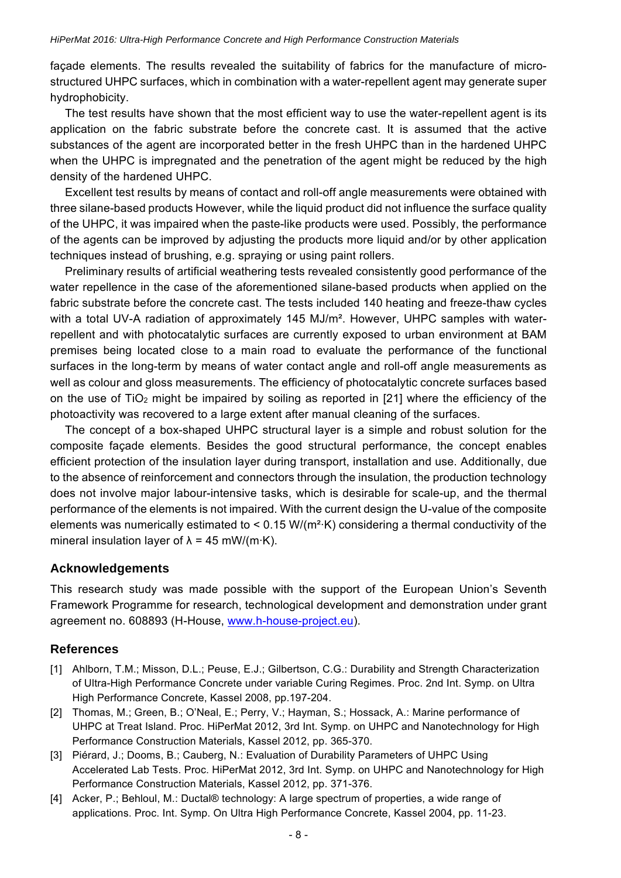façade elements. The results revealed the suitability of fabrics for the manufacture of micro-structured UHPC surfaces, which in combination with a water-repellent agent may generate super hydrophobicity.

The test results have shown that the most efficient way to use the water-repellent agent is its application on the fabric substrate before the concrete cast. It is assumed that the active substances of the agent are incorporated better in the fresh UHPC than in the hardened UHPC when the UHPC is impregnated and the penetration of the agent might be reduced by the high density of the hardened UHPC.

Excellent test results by means of contact and roll-off angle measurements were obtained with three silane-based products However, while the liquid product did not influence the surface quality of the UHPC, it was impaired when the paste-like products were used. Possibly, the performance of the agents can be improved by adjusting the products more liquid and/or by other application techniques instead of brushing, e.g. spraying or using paint rollers.

Preliminary results of artificial weathering tests revealed consistently good performance of the water repellence in the case of the aforementioned silane-based products when applied on the fabric substrate before the concrete cast. The tests included 140 heating and freeze-thaw cycles with a total UV-A radiation of approximately 145 MJ/m². However, UHPC samples with water-repellent and with photocatalytic surfaces are currently exposed to urban environment at BAM premises being located close to a main road to evaluate the performance of the functional surfaces in the long-term by means of water contact angle and roll-off angle measurements as well as colour and gloss measurements. The efficiency of photocatalytic concrete surfaces based on the use of $TiO_2$ might be impaired by soiling as reported in [21] where the efficiency of the photoactivity was recovered to a large extent after manual cleaning of the surfaces.

The concept of a box-shaped UHPC structural layer is a simple and robust solution for the composite façade elements. Besides the good structural performance, the concept enables efficient protection of the insulation layer during transport, installation and use. Additionally, due to the absence of reinforcement and connectors through the insulation, the production technology does not involve major labour-intensive tasks, which is desirable for scale-up, and the thermal performance of the elements is not impaired. With the current design the U-value of the composite elements was numerically estimated to < 0.15 W/(m²·K) considering a thermal conductivity of the mineral insulation layer of $\lambda$ = 45 mW/(m·K).

## Acknowledgements

This research study was made possible with the support of the European Union's Seventh Framework Programme for research, technological development and demonstration under grant agreement no. 608893 (H-House, www.h-house-project.eu).

## References

[1] Ahlborn, T.M.; Misson, D.L.; Peuse, E.J.; Gilbertson, C.G.: Durability and Strength Characterization of Ultra-High Performance Concrete under variable Curing Regimes. Proc. 2nd Int. Symp. on Ultra High Performance Concrete, Kassel 2008, pp.197-204.

[2] Thomas, M.; Green, B.; O'Neal, E.; Perry, V.; Hayman, S.; Hossack, A.: Marine performance of UHPC at Treat Island. Proc. HiPerMat 2012, 3rd Int. Symp. on UHPC and Nanotechnology for High Performance Construction Materials, Kassel 2012, pp. 365-370.

[3] Piérard, J.; Dooms, B.; Cauberg, N.: Evaluation of Durability Parameters of UHPC Using Accelerated Lab Tests. Proc. HiPerMat 2012, 3rd Int. Symp. on UHPC and Nanotechnology for High Performance Construction Materials, Kassel 2012, pp. 371-376.

[4] Acker, P.; Behloul, M.: Ductal® technology: A large spectrum of properties, a wide range of applications. Proc. Int. Symp. On Ultra High Performance Concrete, Kassel 2004, pp. 11-23.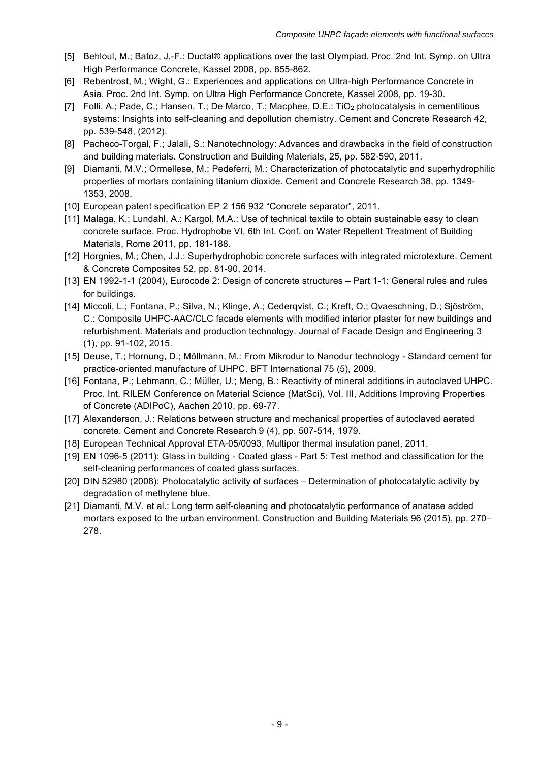[5] Behloul, M.; Batoz, J.-F.: Ductal® applications over the last Olympiad. Proc. 2nd Int. Symp. on Ultra High Performance Concrete, Kassel 2008, pp. 855-862.

[6] Rebentrost, M.; Wight, G.: Experiences and applications on Ultra-high Performance Concrete in Asia. Proc. 2nd Int. Symp. on Ultra High Performance Concrete, Kassel 2008, pp. 19-30.

[7] Folli, A.; Pade, C.; Hansen, T.; De Marco, T.; Macphee, D.E.: $TiO_2$ photocatalysis in cementitious systems: Insights into self-cleaning and depollution chemistry. Cement and Concrete Research 42, pp. 539-548, (2012).

[8] Pacheco-Torgal, F.; Jalali, S.: Nanotechnology: Advances and drawbacks in the field of construction and building materials. Construction and Building Materials, 25, pp. 582-590, 2011.

[9] Diamanti, M.V.; Ormellese, M.; Pedeferri, M.: Characterization of photocatalytic and superhydrophilic properties of mortars containing titanium dioxide. Cement and Concrete Research 38, pp. 1349-1353, 2008.

[10] European patent specification EP 2 156 932 "Concrete separator", 2011.

[11] Malaga, K.; Lundahl, A.; Kargol, M.A.: Use of technical textile to obtain sustainable easy to clean concrete surface. Proc. Hydrophobe VI, 6th Int. Conf. on Water Repellent Treatment of Building Materials, Rome 2011, pp. 181-188.

[12] Horgnies, M.; Chen, J.J.: Superhydrophobic concrete surfaces with integrated microtexture. Cement & Concrete Composites 52, pp. 81-90, 2014.

[13] EN 1992-1-1 (2004), Eurocode 2: Design of concrete structures – Part 1-1: General rules and rules for buildings.

[14] Miccoli, L.; Fontana, P.; Silva, N.; Klinge, A.; Cederqvist, C.; Kreft, O.; Qvaeschning, D.; Sjöström, C.: Composite UHPC-AAC/CLC facade elements with modified interior plaster for new buildings and refurbishment. Materials and production technology. Journal of Facade Design and Engineering 3 (1), pp. 91-102, 2015.

[15] Deuse, T.; Hornung, D.; Möllmann, M.: From Mikrodur to Nanodur technology - Standard cement for practice-oriented manufacture of UHPC. BFT International 75 (5), 2009.

[16] Fontana, P.; Lehmann, C.; Müller, U.; Meng, B.: Reactivity of mineral additions in autoclaved UHPC. Proc. Int. RILEM Conference on Material Science (MatSci), Vol. III, Additions Improving Properties of Concrete (ADIPoC), Aachen 2010, pp. 69-77.

[17] Alexanderson, J.: Relations between structure and mechanical properties of autoclaved aerated concrete. Cement and Concrete Research 9 (4), pp. 507-514, 1979.

[18] European Technical Approval ETA-05/0093, Multipor thermal insulation panel, 2011.

[19] EN 1096-5 (2011): Glass in building - Coated glass - Part 5: Test method and classification for the self-cleaning performances of coated glass surfaces.

[20] DIN 52980 (2008): Photocatalytic activity of surfaces – Determination of photocatalytic activity by degradation of methylene blue.

[21] Diamanti, M.V. et al.: Long term self-cleaning and photocatalytic performance of anatase added mortars exposed to the urban environment. Construction and Building Materials 96 (2015), pp. 270–278.